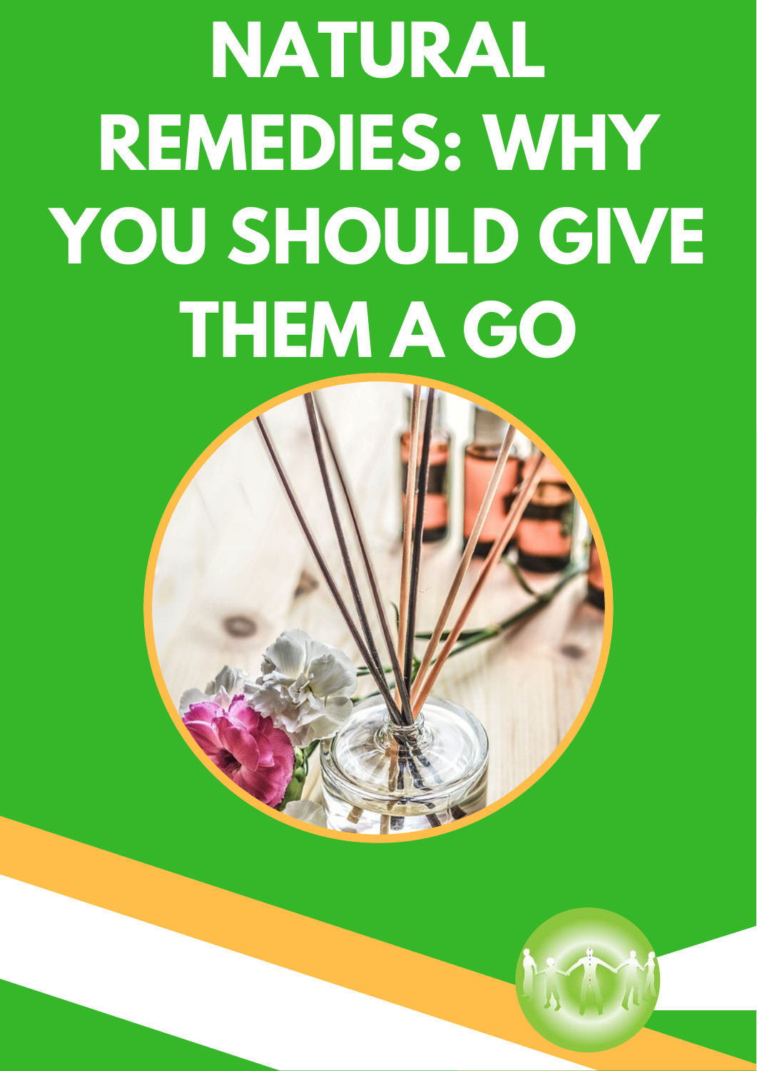# NATURAL REMEDIES: WHY YOU SHOULD GIVE THEM A GO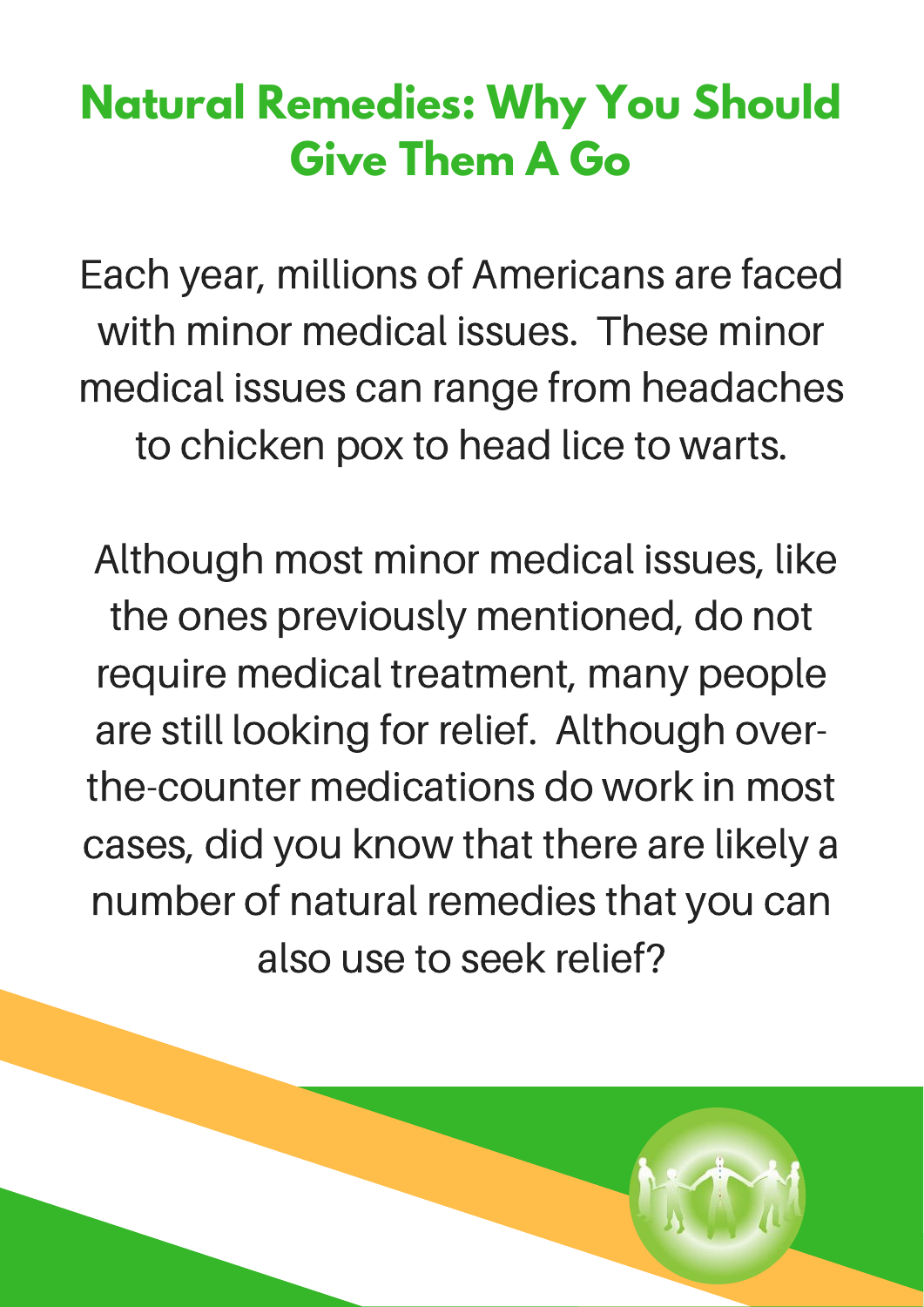# Natural Remedies: Why You Should Give Them A Go

Each year, millions of Americans are faced with minor medical issues. These minor medical issues can range from headaches to chicken pox to head lice to warts.

Although most minor medical issues, like the ones previously mentioned, do not require medical treatment, many people are still looking for relief. Although over-the-counter medications do work in most cases, did you know that there are likely a number of natural remedies that you can also use to seek relief?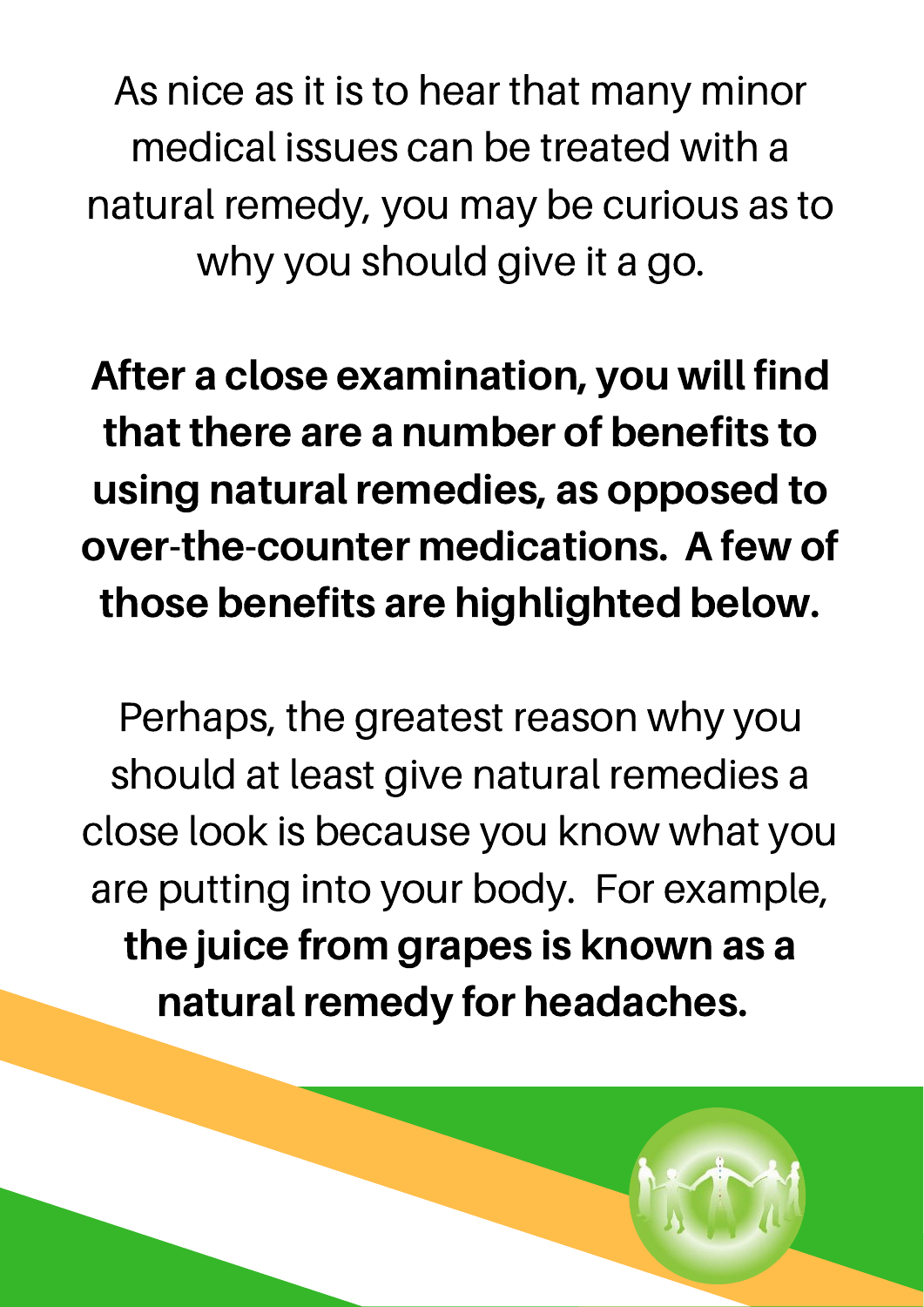As nice as it is to hear that many minor medical issues can be treated with a natural remedy, you may be curious as to why you should give it a go.

**After a close examination, you will find that there are a number of benefits to using natural remedies, as opposed to over-the-counter medications. A few of those benefits are highlighted below.**

Perhaps, the greatest reason why you should at least give natural remedies a close look is because you know what you are putting into your body. For example, **the juice from grapes is known as a natural remedy for headaches.**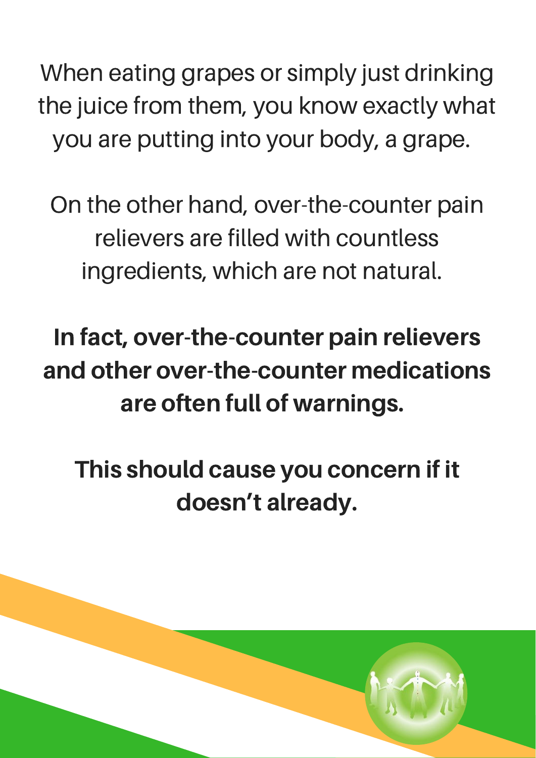When eating grapes or simply just drinking the juice from them, you know exactly what you are putting into your body, a grape.

On the other hand, over-the-counter pain relievers are filled with countless ingredients, which are not natural.

**In fact, over-the-counter pain relievers and other over-the-counter medications are often full of warnings.**

**This should cause you concern if it doesn't already.**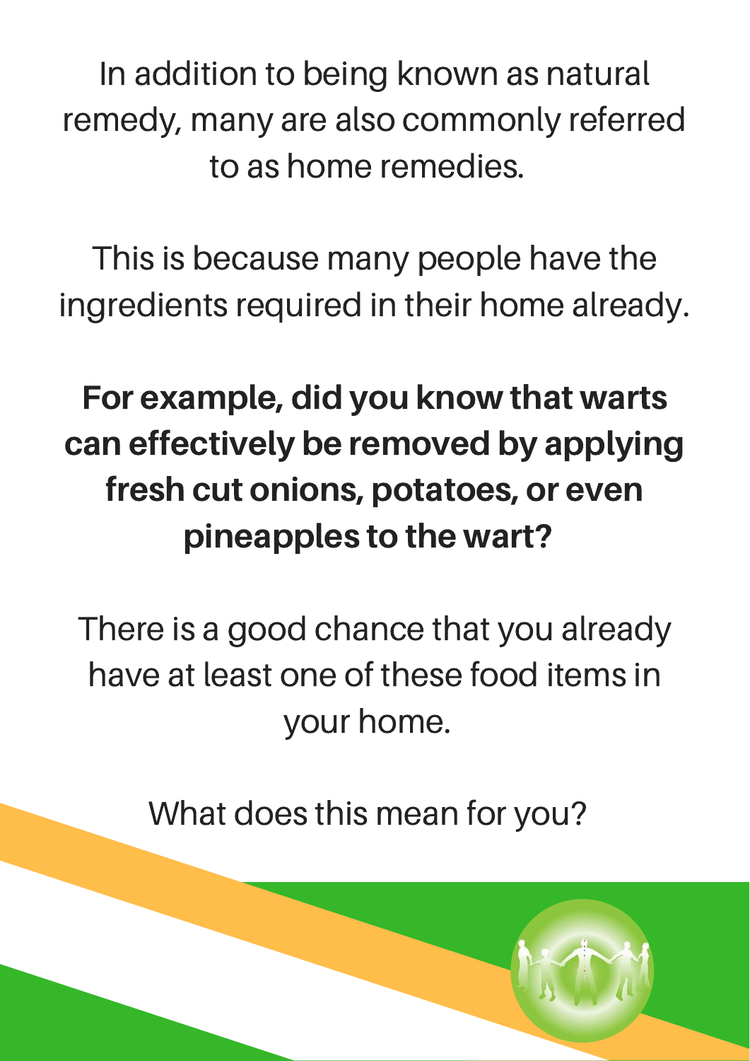In addition to being known as natural remedy, many are also commonly referred to as home remedies.

This is because many people have the ingredients required in their home already.

**For example, did you know that warts can effectively be removed by applying fresh cut onions, potatoes, or even pineapples to the wart?**

There is a good chance that you already have at least one of these food items in your home.

What does this mean for you?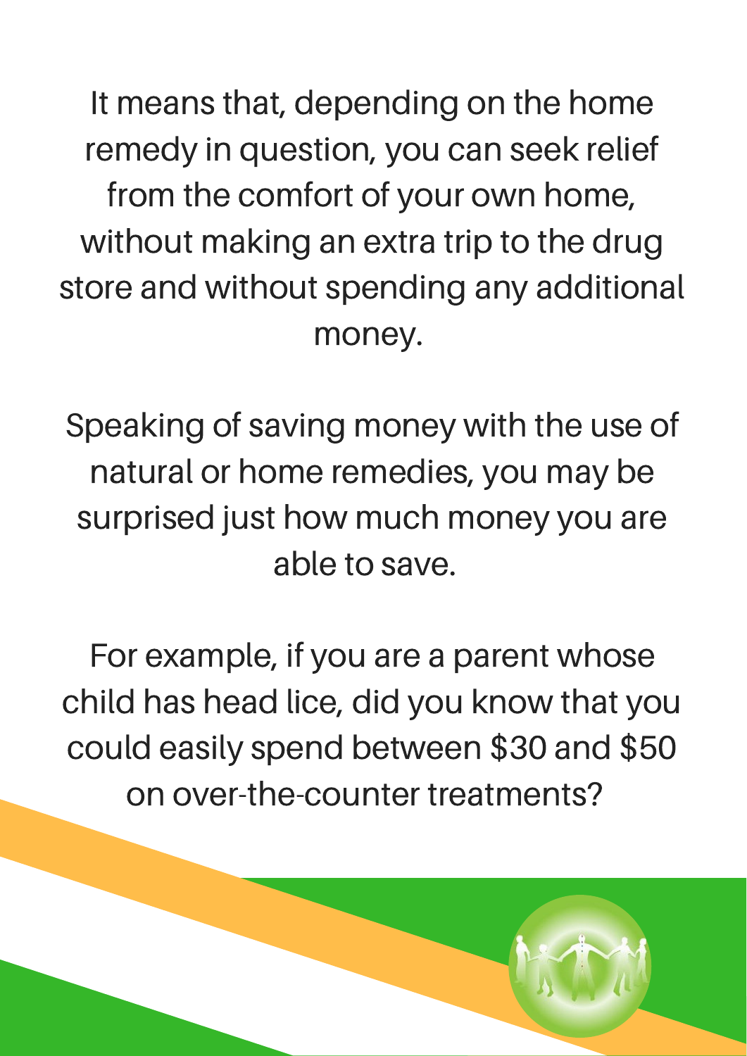It means that, depending on the home remedy in question, you can seek relief from the comfort of your own home, without making an extra trip to the drug store and without spending any additional money.

Speaking of saving money with the use of natural or home remedies, you may be surprised just how much money you are able to save.

For example, if you are a parent whose child has head lice, did you know that you could easily spend between $30 and $50 on over-the-counter treatments?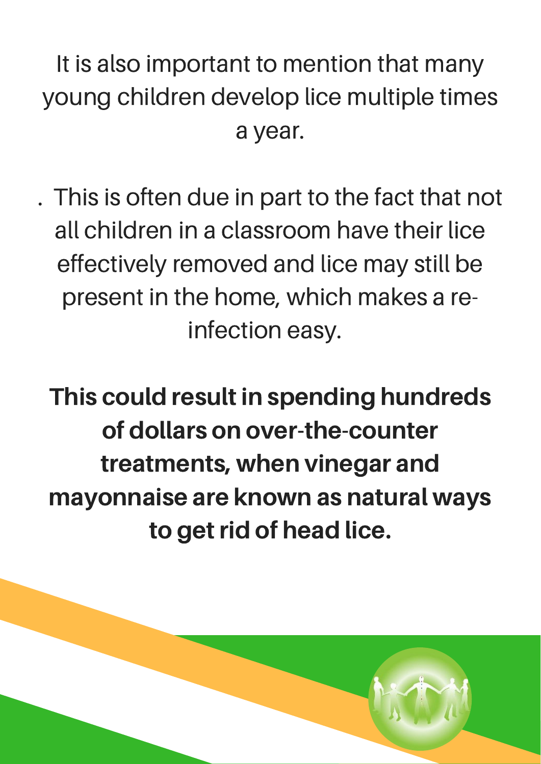It is also important to mention that many young children develop lice multiple times a year.

. This is often due in part to the fact that not all children in a classroom have their lice effectively removed and lice may still be present in the home, which makes a re-infection easy.

**This could result in spending hundreds of dollars on over-the-counter treatments, when vinegar and mayonnaise are known as natural ways to get rid of head lice.**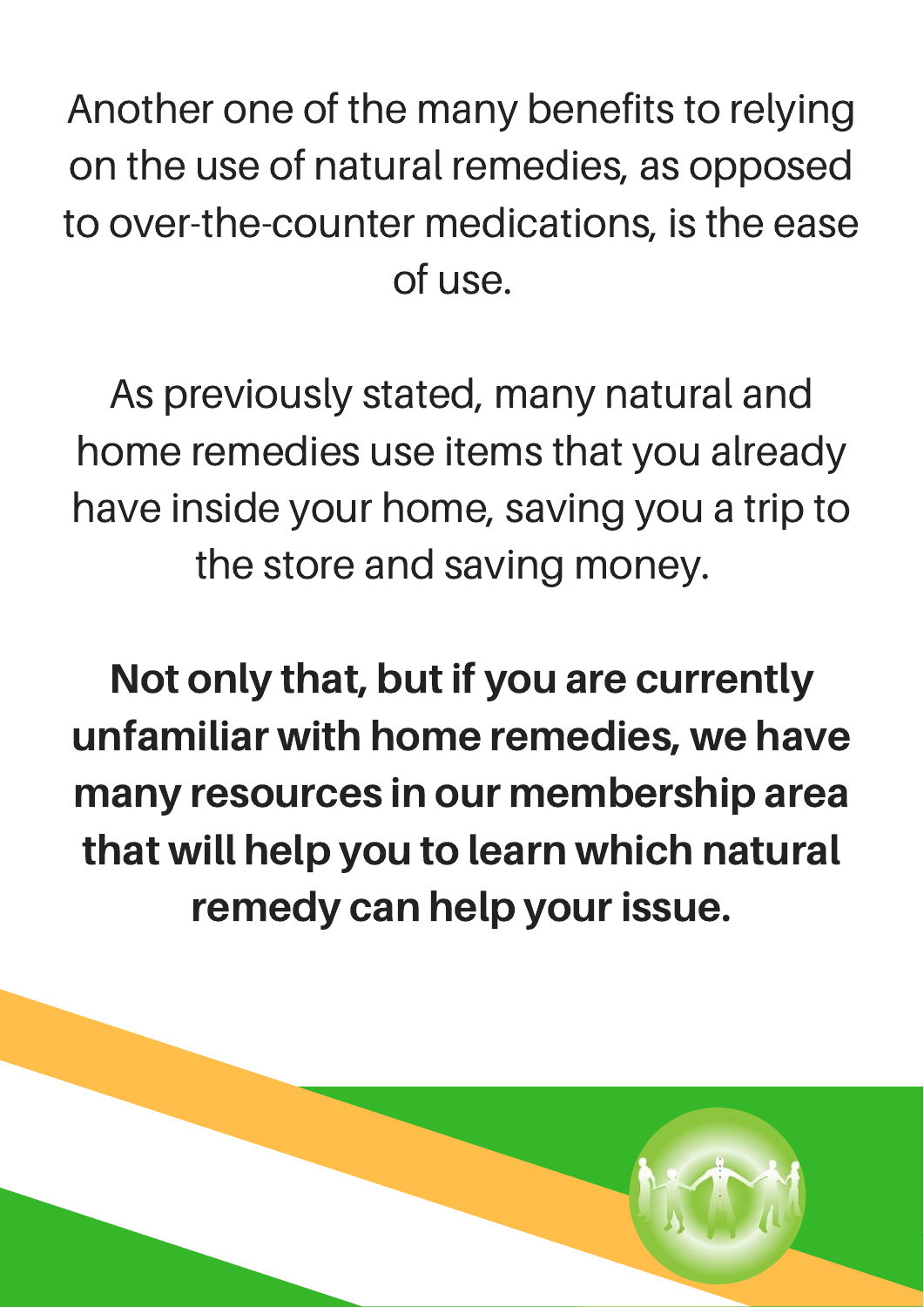Another one of the many benefits to relying on the use of natural remedies, as opposed to over-the-counter medications, is the ease of use.

As previously stated, many natural and home remedies use items that you already have inside your home, saving you a trip to the store and saving money.

**Not only that, but if you are currently unfamiliar with home remedies, we have many resources in our membership area that will help you to learn which natural remedy can help your issue.**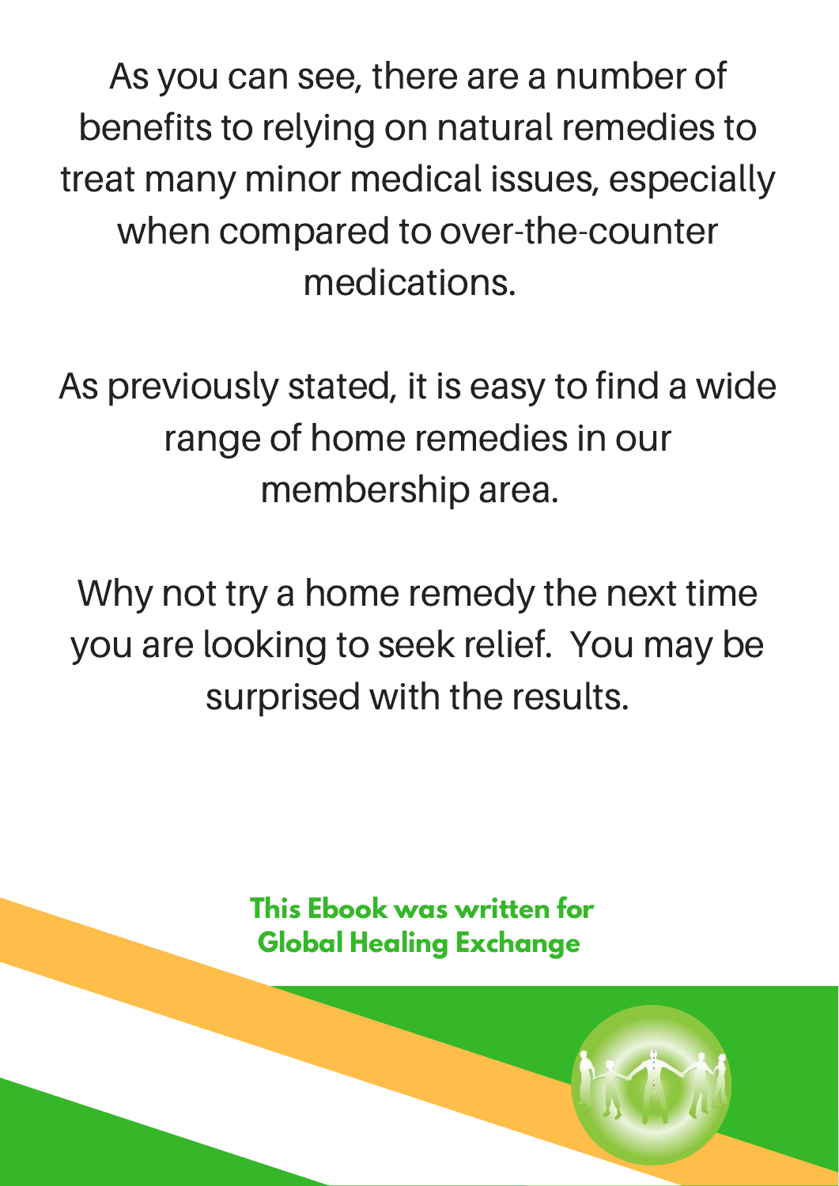As you can see, there are a number of benefits to relying on natural remedies to treat many minor medical issues, especially when compared to over-the-counter medications.

As previously stated, it is easy to find a wide range of home remedies in our membership area.

Why not try a home remedy the next time you are looking to seek relief. You may be surprised with the results.

**This Ebook was written for Global Healing Exchange**